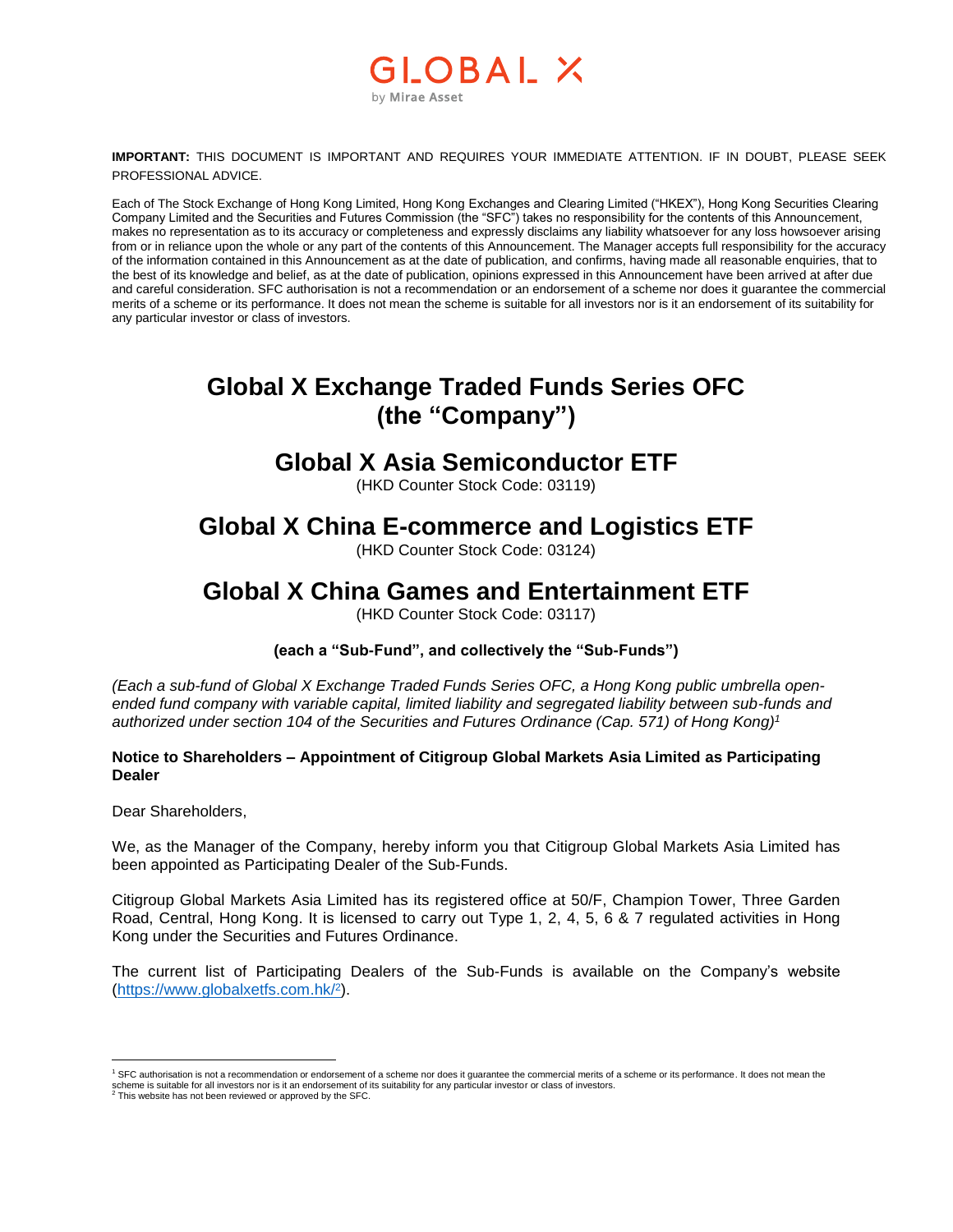GLOBAL X by Mirae Asset

**IMPORTANT:** THIS DOCUMENT IS IMPORTANT AND REQUIRES YOUR IMMEDIATE ATTENTION. IF IN DOUBT, PLEASE SEEK PROFESSIONAL ADVICE.

Each of The Stock Exchange of Hong Kong Limited, Hong Kong Exchanges and Clearing Limited ("HKEX"), Hong Kong Securities Clearing Company Limited and the Securities and Futures Commission (the "SFC") takes no responsibility for the contents of this Announcement, makes no representation as to its accuracy or completeness and expressly disclaims any liability whatsoever for any loss howsoever arising from or in reliance upon the whole or any part of the contents of this Announcement. The Manager accepts full responsibility for the accuracy of the information contained in this Announcement as at the date of publication, and confirms, having made all reasonable enquiries, that to the best of its knowledge and belief, as at the date of publication, opinions expressed in this Announcement have been arrived at after due and careful consideration. SFC authorisation is not a recommendation or an endorsement of a scheme nor does it guarantee the commercial merits of a scheme or its performance. It does not mean the scheme is suitable for all investors nor is it an endorsement of its suitability for any particular investor or class of investors.

# Global X Exchange Traded Funds Series OFC (the "Company")

## Global X Asia Semiconductor ETF

(HKD Counter Stock Code: 03119)

## Global X China E-commerce and Logistics ETF

(HKD Counter Stock Code: 03124)

## Global X China Games and Entertainment ETF

(HKD Counter Stock Code: 03117)

**(each a "Sub-Fund", and collectively the "Sub-Funds")**

*(Each a sub-fund of Global X Exchange Traded Funds Series OFC, a Hong Kong public umbrella open-ended fund company with variable capital, limited liability and segregated liability between sub-funds and authorized under section 104 of the Securities and Futures Ordinance (Cap. 571) of Hong Kong)*[1]

**Notice to Shareholders – Appointment of Citigroup Global Markets Asia Limited as Participating Dealer**

Dear Shareholders,

We, as the Manager of the Company, hereby inform you that Citigroup Global Markets Asia Limited has been appointed as Participating Dealer of the Sub-Funds.

Citigroup Global Markets Asia Limited has its registered office at 50/F, Champion Tower, Three Garden Road, Central, Hong Kong. It is licensed to carry out Type 1, 2, 4, 5, 6 & 7 regulated activities in Hong Kong under the Securities and Futures Ordinance.

The current list of Participating Dealers of the Sub-Funds is available on the Company's website (https://www.globalxetfs.com.hk/[2]).

---

[1] SFC authorisation is not a recommendation or endorsement of a scheme nor does it guarantee the commercial merits of a scheme or its performance. It does not mean the scheme is suitable for all investors nor is it an endorsement of its suitability for any particular investor or class of investors.

[2] This website has not been reviewed or approved by the SFC.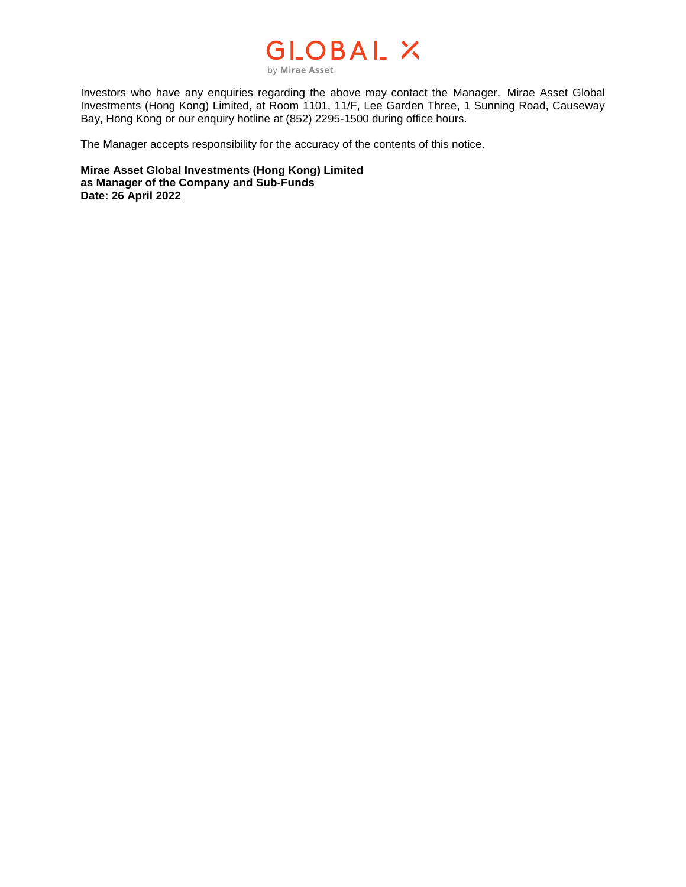Investors who have any enquiries regarding the above may contact the Manager, Mirae Asset Global Investments (Hong Kong) Limited, at Room 1101, 11/F, Lee Garden Three, 1 Sunning Road, Causeway Bay, Hong Kong or our enquiry hotline at (852) 2295-1500 during office hours.

The Manager accepts responsibility for the accuracy of the contents of this notice.

**Mirae Asset Global Investments (Hong Kong) Limited**
**as Manager of the Company and Sub-Funds**
**Date: 26 April 2022**